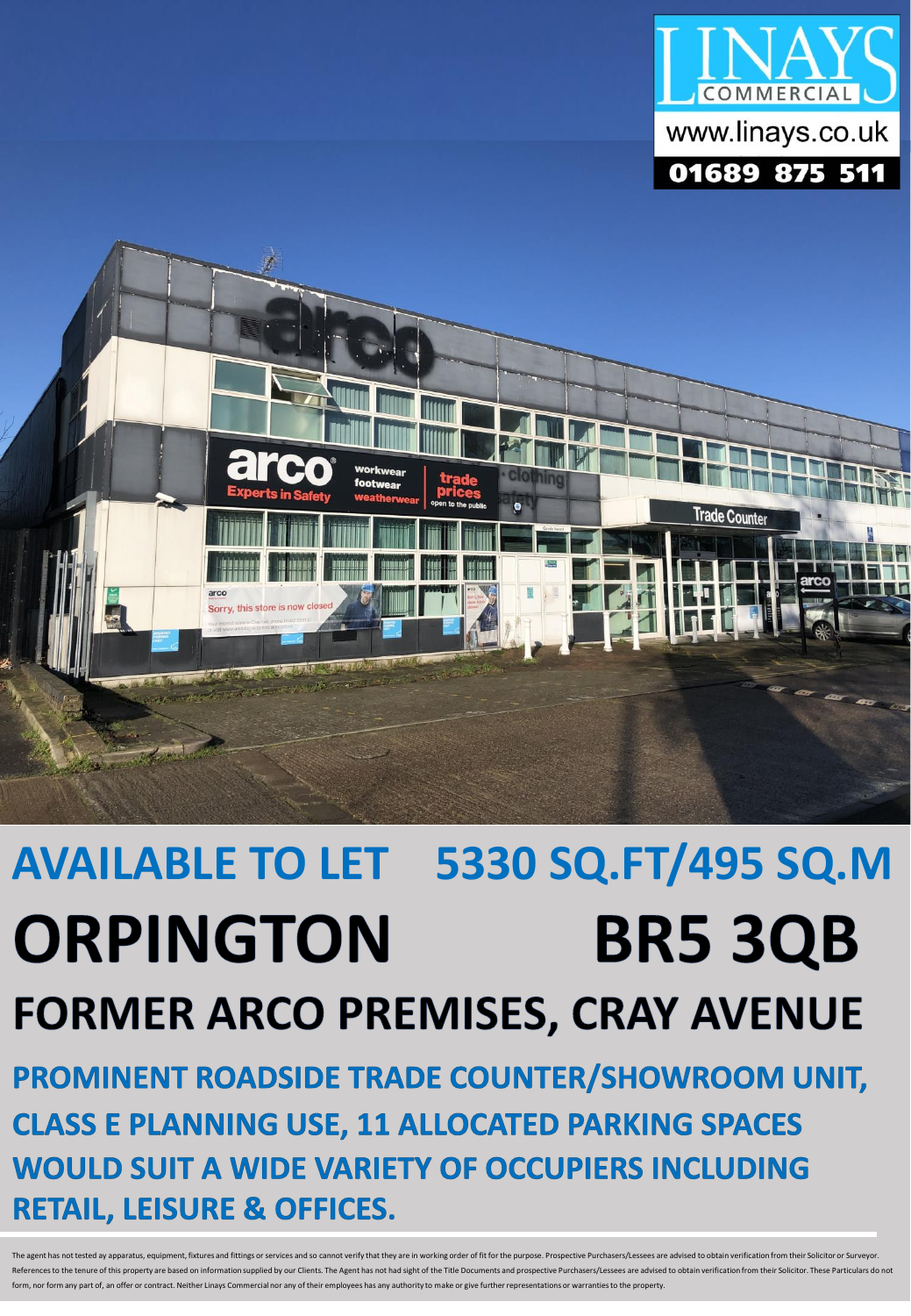LINAYS COMMERCIAL
www.linays.co.uk
01689 875 511

# AVAILABLE TO LET 5330 SQ.FT/495 SQ.M

# ORPINGTON BR5 3QB

## FORMER ARCO PREMISES, CRAY AVENUE

**PROMINENT ROADSIDE TRADE COUNTER/SHOWROOM UNIT, CLASS E PLANNING USE, 11 ALLOCATED PARKING SPACES WOULD SUIT A WIDE VARIETY OF OCCUPIERS INCLUDING RETAIL, LEISURE & OFFICES.**

The agent has not tested ay apparatus, equipment, fixtures and fittings or services and so cannot verify that they are in working order of fit for the purpose. Prospective Purchasers/Lessees are advised to obtain verification from their Solicitor or Surveyor. References to the tenure of this property are based on information supplied by our Clients. The Agent has not had sight of the Title Documents and prospective Purchasers/Lessees are advised to obtain verification from their Solicitor. These Particulars do not form, nor form any part of, an offer or contract. Neither Linays Commercial nor any of their employees has any authority to make or give further representations or warranties to the property.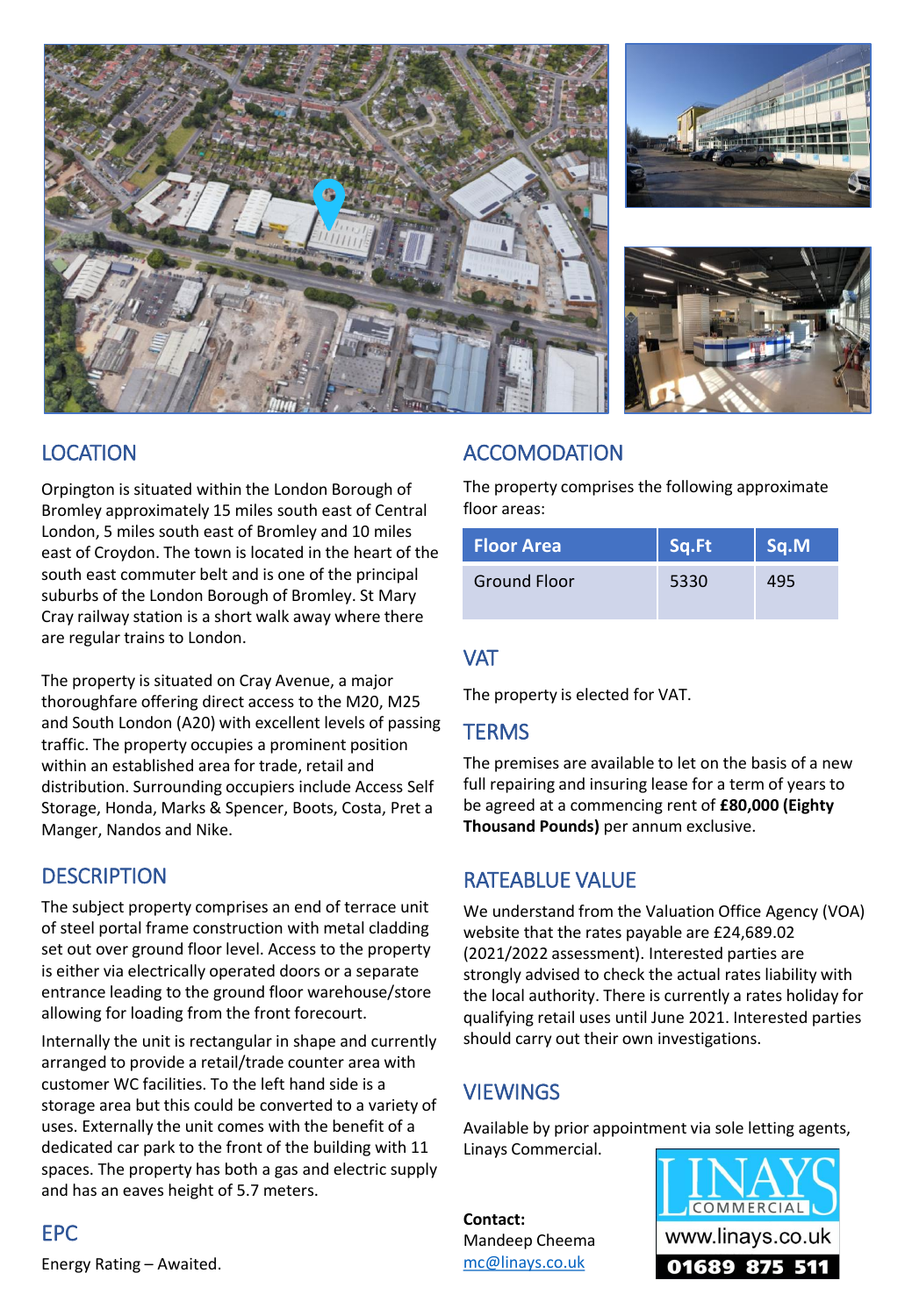## LOCATION

Orpington is situated within the London Borough of Bromley approximately 15 miles south east of Central London, 5 miles south east of Bromley and 10 miles east of Croydon. The town is located in the heart of the south east commuter belt and is one of the principal suburbs of the London Borough of Bromley. St Mary Cray railway station is a short walk away where there are regular trains to London.

The property is situated on Cray Avenue, a major thoroughfare offering direct access to the M20, M25 and South London (A20) with excellent levels of passing traffic. The property occupies a prominent position within an established area for trade, retail and distribution. Surrounding occupiers include Access Self Storage, Honda, Marks & Spencer, Boots, Costa, Pret a Manger, Nandos and Nike.

## DESCRIPTION

The subject property comprises an end of terrace unit of steel portal frame construction with metal cladding set out over ground floor level. Access to the property is either via electrically operated doors or a separate entrance leading to the ground floor warehouse/store allowing for loading from the front forecourt.

Internally the unit is rectangular in shape and currently arranged to provide a retail/trade counter area with customer WC facilities. To the left hand side is a storage area but this could be converted to a variety of uses. Externally the unit comes with the benefit of a dedicated car park to the front of the building with 11 spaces. The property has both a gas and electric supply and has an eaves height of 5.7 meters.

## EPC

Energy Rating – Awaited.

## ACCOMODATION

The property comprises the following approximate floor areas:

| Floor Area | Sq.Ft | Sq.M |
|---|---|---|
| Ground Floor | 5330 | 495 |

## VAT

The property is elected for VAT.

## TERMS

The premises are available to let on the basis of a new full repairing and insuring lease for a term of years to be agreed at a commencing rent of **£80,000 (Eighty Thousand Pounds)** per annum exclusive.

## RATEABLUE VALUE

We understand from the Valuation Office Agency (VOA) website that the rates payable are £24,689.02 (2021/2022 assessment). Interested parties are strongly advised to check the actual rates liability with the local authority. There is currently a rates holiday for qualifying retail uses until June 2021. Interested parties should carry out their own investigations.

## VIEWINGS

Available by prior appointment via sole letting agents, Linays Commercial.

**Contact:**
Mandeep Cheema
mc@linays.co.uk

LINAYS COMMERCIAL
www.linays.co.uk
01689 875 511